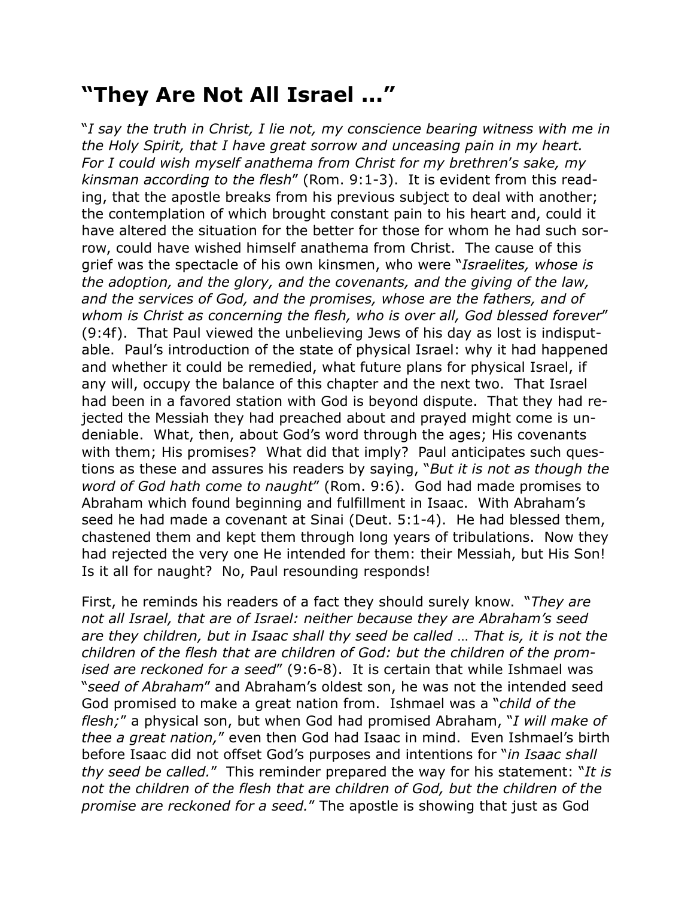## "They Are Not All Israel …"

"*I say the truth in Christ, I lie not, my conscience bearing witness with me in the Holy Spirit, that I have great sorrow and unceasing pain in my heart. For I could wish myself anathema from Christ for my brethren's sake, my kinsman according to the flesh*" (Rom. 9:1-3). It is evident from this reading, that the apostle breaks from his previous subject to deal with another; the contemplation of which brought constant pain to his heart and, could it have altered the situation for the better for those for whom he had such sorrow, could have wished himself anathema from Christ. The cause of this grief was the spectacle of his own kinsmen, who were "*Israelites, whose is the adoption, and the glory, and the covenants, and the giving of the law, and the services of God, and the promises, whose are the fathers, and of whom is Christ as concerning the flesh, who is over all, God blessed forever*" (9:4f). That Paul viewed the unbelieving Jews of his day as lost is indisputable. Paul's introduction of the state of physical Israel: why it had happened and whether it could be remedied, what future plans for physical Israel, if any will, occupy the balance of this chapter and the next two. That Israel had been in a favored station with God is beyond dispute. That they had rejected the Messiah they had preached about and prayed might come is undeniable. What, then, about God's word through the ages; His covenants with them; His promises? What did that imply? Paul anticipates such questions as these and assures his readers by saying, "*But it is not as though the word of God hath come to naught*" (Rom. 9:6). God had made promises to Abraham which found beginning and fulfillment in Isaac. With Abraham's seed he had made a covenant at Sinai (Deut. 5:1-4). He had blessed them, chastened them and kept them through long years of tribulations. Now they had rejected the very one He intended for them: their Messiah, but His Son! Is it all for naught? No, Paul resounding responds!

First, he reminds his readers of a fact they should surely know. "*They are not all Israel, that are of Israel: neither because they are Abraham's seed are they children, but in Isaac shall thy seed be called … That is, it is not the children of the flesh that are children of God: but the children of the promised are reckoned for a seed*" (9:6-8). It is certain that while Ishmael was "*seed of Abraham*" and Abraham's oldest son, he was not the intended seed God promised to make a great nation from. Ishmael was a "*child of the flesh;*" a physical son, but when God had promised Abraham, "*I will make of thee a great nation,*" even then God had Isaac in mind. Even Ishmael's birth before Isaac did not offset God's purposes and intentions for "*in Isaac shall thy seed be called.*" This reminder prepared the way for his statement: "*It is not the children of the flesh that are children of God, but the children of the promise are reckoned for a seed.*" The apostle is showing that just as God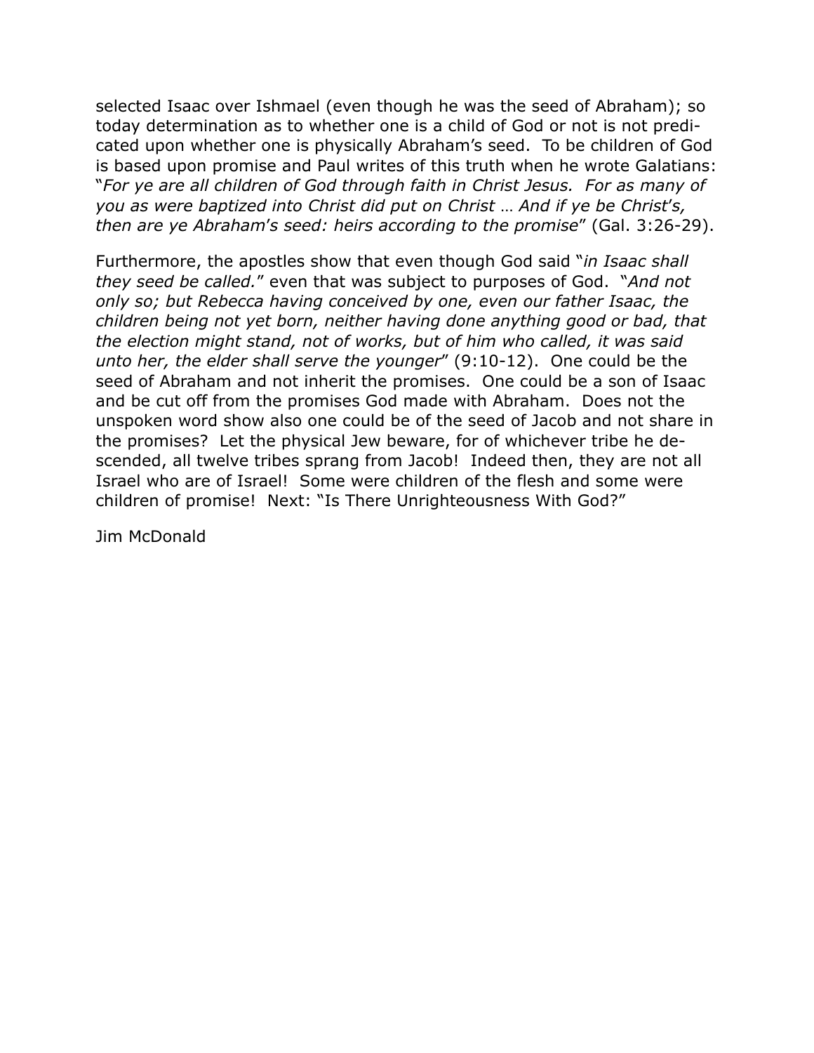selected Isaac over Ishmael (even though he was the seed of Abraham); so today determination as to whether one is a child of God or not is not predicated upon whether one is physically Abraham's seed. To be children of God is based upon promise and Paul writes of this truth when he wrote Galatians: "*For ye are all children of God through faith in Christ Jesus. For as many of you as were baptized into Christ did put on Christ … And if ye be Christ's, then are ye Abraham's seed: heirs according to the promise*" (Gal. 3:26-29).

Furthermore, the apostles show that even though God said "*in Isaac shall they seed be called.*" even that was subject to purposes of God. "*And not only so; but Rebecca having conceived by one, even our father Isaac, the children being not yet born, neither having done anything good or bad, that the election might stand, not of works, but of him who called, it was said unto her, the elder shall serve the younger*" (9:10-12). One could be the seed of Abraham and not inherit the promises. One could be a son of Isaac and be cut off from the promises God made with Abraham. Does not the unspoken word show also one could be of the seed of Jacob and not share in the promises? Let the physical Jew beware, for of whichever tribe he descended, all twelve tribes sprang from Jacob! Indeed then, they are not all Israel who are of Israel! Some were children of the flesh and some were children of promise! Next: "Is There Unrighteousness With God?"

Jim McDonald